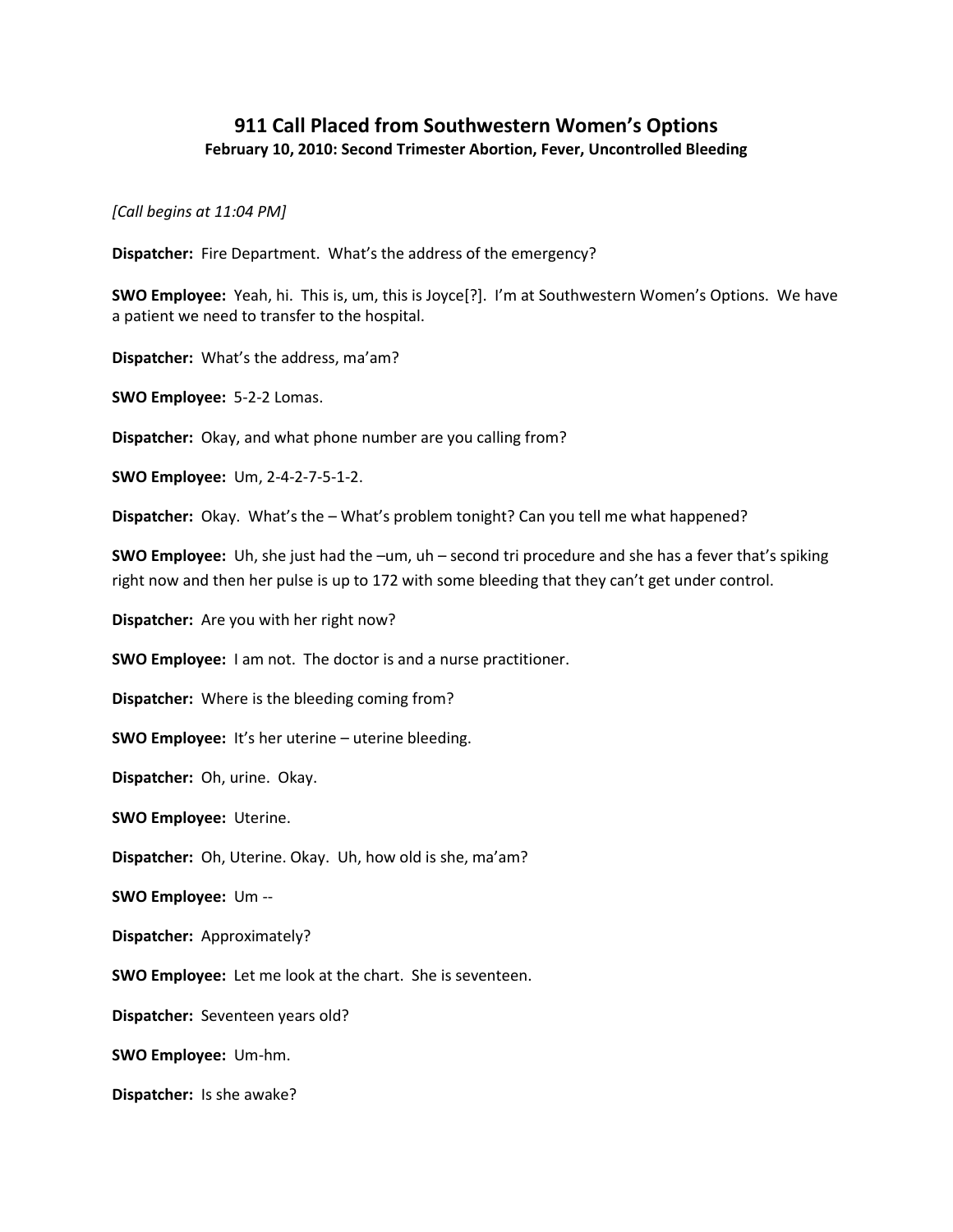# 911 Call Placed from Southwestern Women's Options

### February 10, 2010: Second Trimester Abortion, Fever, Uncontrolled Bleeding

*[Call begins at 11:04 PM]*

**Dispatcher:** Fire Department. What's the address of the emergency?

**SWO Employee:** Yeah, hi. This is, um, this is Joyce[?]. I'm at Southwestern Women's Options. We have a patient we need to transfer to the hospital.

**Dispatcher:** What's the address, ma'am?

**SWO Employee:** 5-2-2 Lomas.

**Dispatcher:** Okay, and what phone number are you calling from?

**SWO Employee:** Um, 2-4-2-7-5-1-2.

**Dispatcher:** Okay. What's the – What's problem tonight? Can you tell me what happened?

**SWO Employee:** Uh, she just had the –um, uh – second tri procedure and she has a fever that's spiking right now and then her pulse is up to 172 with some bleeding that they can't get under control.

**Dispatcher:** Are you with her right now?

**SWO Employee:** I am not. The doctor is and a nurse practitioner.

**Dispatcher:** Where is the bleeding coming from?

**SWO Employee:** It's her uterine – uterine bleeding.

**Dispatcher:** Oh, urine. Okay.

**SWO Employee:** Uterine.

**Dispatcher:** Oh, Uterine. Okay. Uh, how old is she, ma'am?

**SWO Employee:** Um --

**Dispatcher:** Approximately?

**SWO Employee:** Let me look at the chart. She is seventeen.

**Dispatcher:** Seventeen years old?

**SWO Employee:** Um-hm.

**Dispatcher:** Is she awake?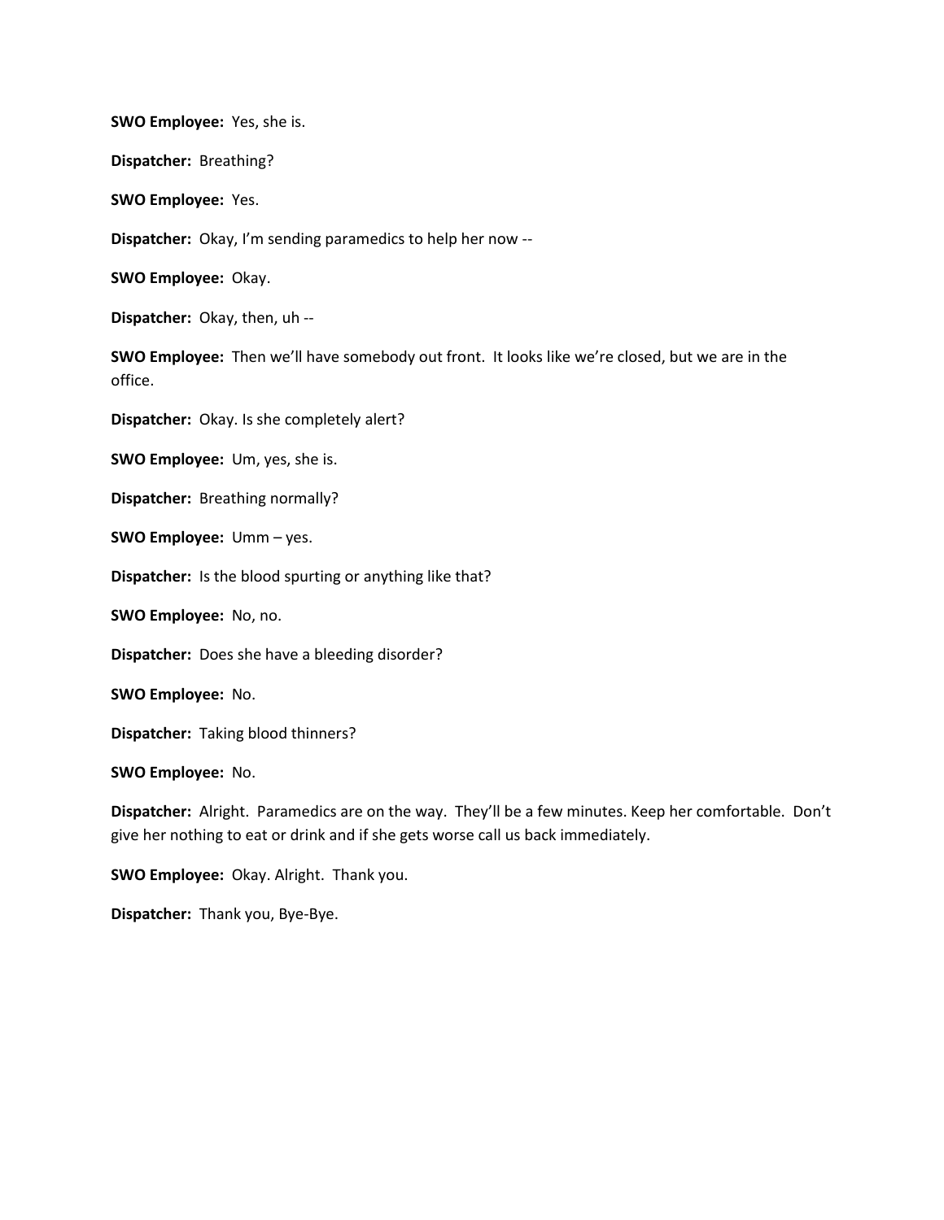**SWO Employee:** Yes, she is.

**Dispatcher:** Breathing?

**SWO Employee:** Yes.

**Dispatcher:** Okay, I'm sending paramedics to help her now --

**SWO Employee:** Okay.

**Dispatcher:** Okay, then, uh --

**SWO Employee:** Then we'll have somebody out front. It looks like we're closed, but we are in the office.

**Dispatcher:** Okay. Is she completely alert?

**SWO Employee:** Um, yes, she is.

**Dispatcher:** Breathing normally?

**SWO Employee:** Umm – yes.

**Dispatcher:** Is the blood spurting or anything like that?

**SWO Employee:** No, no.

**Dispatcher:** Does she have a bleeding disorder?

**SWO Employee:** No.

**Dispatcher:** Taking blood thinners?

**SWO Employee:** No.

**Dispatcher:** Alright. Paramedics are on the way. They'll be a few minutes. Keep her comfortable. Don't give her nothing to eat or drink and if she gets worse call us back immediately.

**SWO Employee:** Okay. Alright. Thank you.

**Dispatcher:** Thank you, Bye-Bye.